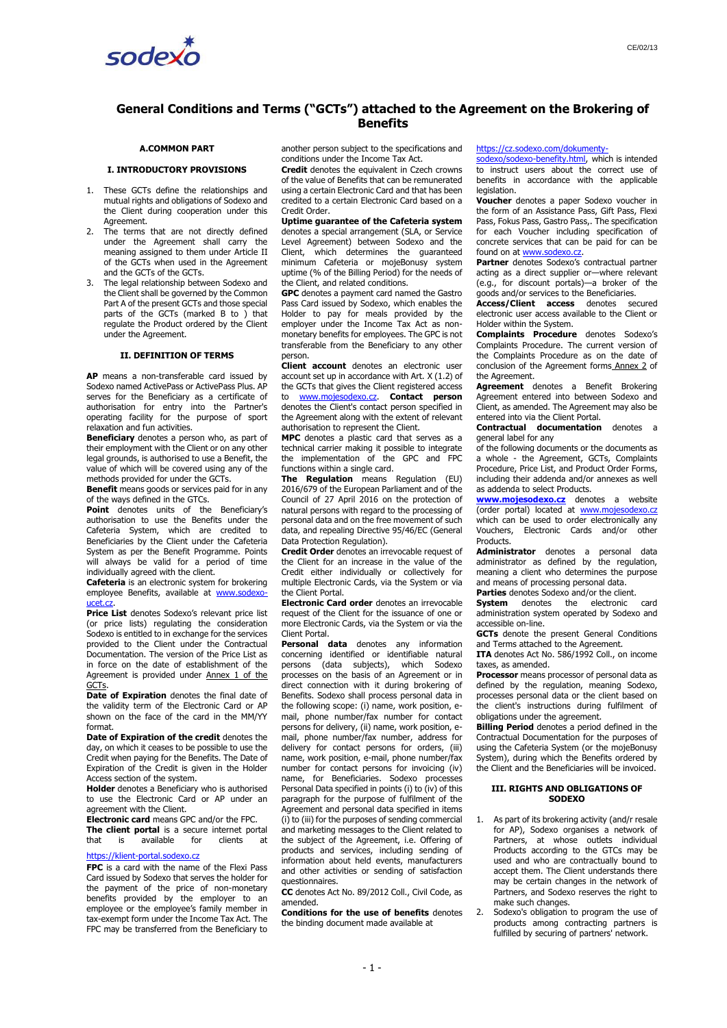# General Conditions and Terms ("GCTs") attached to the Agreement on the Brokering of Benefits

## A.COMMON PART

### I. INTRODUCTORY PROVISIONS

1. These GCTs define the relationships and mutual rights and obligations of Sodexo and the Client during cooperation under this Agreement.
2. The terms that are not directly defined under the Agreement shall carry the meaning assigned to them under Article II of the GCTs when used in the Agreement and the GCTs of the GCTs.
3. The legal relationship between Sodexo and the Client shall be governed by the Common Part A of the present GCTs and those special parts of the GCTs (marked B to ) that regulate the Product ordered by the Client under the Agreement.

### II. DEFINITION OF TERMS

**AP** means a non-transferable card issued by Sodexo named ActivePass or ActivePass Plus. AP serves for the Beneficiary as a certificate of authorisation for entry into the Partner's operating facility for the purpose of sport relaxation and fun activities.

**Beneficiary** denotes a person who, as part of their employment with the Client or on any other legal grounds, is authorised to use a Benefit, the value of which will be covered using any of the methods provided for under the GCTs.

**Benefit** means goods or services paid for in any of the ways defined in the GTCs.

**Point** denotes units of the Beneficiary's authorisation to use the Benefits under the Cafeteria System, which are credited to Beneficiaries by the Client under the Cafeteria System as per the Benefit Programme. Points will always be valid for a period of time individually agreed with the client.

**Cafeteria** is an electronic system for brokering employee Benefits, available at www.sodexo-ucet.cz.

**Price List** denotes Sodexo's relevant price list (or price lists) regulating the consideration Sodexo is entitled to in exchange for the services provided to the Client under the Contractual Documentation. The version of the Price List as in force on the date of establishment of the Agreement is provided under Annex 1 of the GCTs.

**Date of Expiration** denotes the final date of the validity term of the Electronic Card or AP shown on the face of the card in the MM/YY format.

**Date of Expiration of the credit** denotes the day, on which it ceases to be possible to use the Credit when paying for the Benefits. The Date of Expiration of the Credit is given in the Holder Access section of the system.

**Holder** denotes a Beneficiary who is authorised to use the Electronic Card or AP under an agreement with the Client.

**Electronic card** means GPC and/or the FPC.

**The client portal** is a secure internet portal that is available for clients at https://klient-portal.sodexo.cz

**FPC** is a card with the name of the Flexi Pass Card issued by Sodexo that serves the holder for the payment of the price of non-monetary benefits provided by the employer to an employee or the employee's family member in tax-exempt form under the Income Tax Act. The FPC may be transferred from the Beneficiary to another person subject to the specifications and conditions under the Income Tax Act.

**Credit** denotes the equivalent in Czech crowns of the value of Benefits that can be remunerated using a certain Electronic Card and that has been credited to a certain Electronic Card based on a Credit Order.

**Uptime guarantee of the Cafeteria system** denotes a special arrangement (SLA, or Service Level Agreement) between Sodexo and the Client, which determines the guaranteed minimum Cafeteria or mojeBonusy system uptime (% of the Billing Period) for the needs of the Client, and related conditions.

**GPC** denotes a payment card named the Gastro Pass Card issued by Sodexo, which enables the Holder to pay for meals provided by the employer under the Income Tax Act as non-monetary benefits for employees. The GPC is not transferable from the Beneficiary to any other person.

**Client account** denotes an electronic user account set up in accordance with Art. X (1.2) of the GCTs that gives the Client registered access to www.mojesodexo.cz. **Contact person** denotes the Client's contact person specified in the Agreement along with the extent of relevant authorisation to represent the Client.

**MPC** denotes a plastic card that serves as a technical carrier making it possible to integrate the implementation of the GPC and FPC functions within a single card.

**The Regulation** means Regulation (EU) 2016/679 of the European Parliament and of the Council of 27 April 2016 on the protection of natural persons with regard to the processing of personal data and on the free movement of such data, and repealing Directive 95/46/EC (General Data Protection Regulation).

**Credit Order** denotes an irrevocable request of the Client for an increase in the value of the Credit either individually or collectively for multiple Electronic Cards, via the System or via the Client Portal.

**Electronic Card order** denotes an irrevocable request of the Client for the issuance of one or more Electronic Cards, via the System or via the Client Portal.

**Personal data** denotes any information concerning identified or identifiable natural persons (data subjects), which Sodexo processes on the basis of an Agreement or in direct connection with it during brokering of Benefits. Sodexo shall process personal data in the following scope: (i) name, work position, e-mail, phone number/fax number for contact persons for delivery, (ii) name, work position, e-mail, phone number/fax number, address for delivery for contact persons for orders, (iii) name, work position, e-mail, phone number/fax number for contact persons for invoicing (iv) name, for Beneficiaries. Sodexo processes Personal Data specified in points (i) to (iv) of this paragraph for the purpose of fulfilment of the Agreement and personal data specified in items (i) to (iii) for the purposes of sending commercial and marketing messages to the Client related to the subject of the Agreement, i.e. Offering of products and services, including sending of information about held events, manufacturers and other activities or sending of satisfaction questionnaires.

**CC** denotes Act No. 89/2012 Coll., Civil Code, as amended.

**Conditions for the use of benefits** denotes the binding document made available at https://cz.sodexo.com/dokumenty-sodexo/sodexo-benefity.html, which is intended to instruct users about the correct use of benefits in accordance with the applicable legislation.

**Voucher** denotes a paper Sodexo voucher in the form of an Assistance Pass, Gift Pass, Flexi Pass, Fokus Pass, Gastro Pass,. The specification for each Voucher including specification of concrete services that can be paid for can be found on at www.sodexo.cz.

**Partner** denotes Sodexo's contractual partner acting as a direct supplier or—where relevant (e.g., for discount portals)—a broker of the goods and/or services to the Beneficiaries.

**Access/Client access** denotes secured electronic user access available to the Client or Holder within the System.

**Complaints Procedure** denotes Sodexo's Complaints Procedure. The current version of the Complaints Procedure as on the date of conclusion of the Agreement forms Annex 2 of the Agreement.

**Agreement** denotes a Benefit Brokering Agreement entered into between Sodexo and Client, as amended. The Agreement may also be entered into via the Client Portal.

**Contractual documentation** denotes a general label for any of the following documents or the documents as a whole - the Agreement, GCTs, Complaints Procedure, Price List, and Product Order Forms, including their addenda and/or annexes as well as addenda to select Products.

**www.mojesodexo.cz** denotes a website (order portal) located at www.mojesodexo.cz which can be used to order electronically any Vouchers, Electronic Cards and/or other Products.

**Administrator** denotes a personal data administrator as defined by the regulation, meaning a client who determines the purpose and means of processing personal data.

**Parties** denotes Sodexo and/or the client.

**System** denotes the electronic card administration system operated by Sodexo and accessible on-line.

**GCTs** denote the present General Conditions and Terms attached to the Agreement.

**ITA** denotes Act No. 586/1992 Coll., on income taxes, as amended.

**Processor** means processor of personal data as defined by the regulation, meaning Sodexo, processes personal data or the client based on the client's instructions during fulfilment of obligations under the agreement.

**Billing Period** denotes a period defined in the Contractual Documentation for the purposes of using the Cafeteria System (or the mojeBonusy System), during which the Benefits ordered by the Client and the Beneficiaries will be invoiced.

### III. RIGHTS AND OBLIGATIONS OF SODEXO

1. As part of its brokering activity (and/r resale for AP), Sodexo organises a network of Partners, at whose outlets individual Products according to the GTCs may be used and who are contractually bound to accept them. The Client understands there may be certain changes in the network of Partners, and Sodexo reserves the right to make such changes.
2. Sodexo's obligation to program the use of products among contracting partners is fulfilled by securing of partners' network.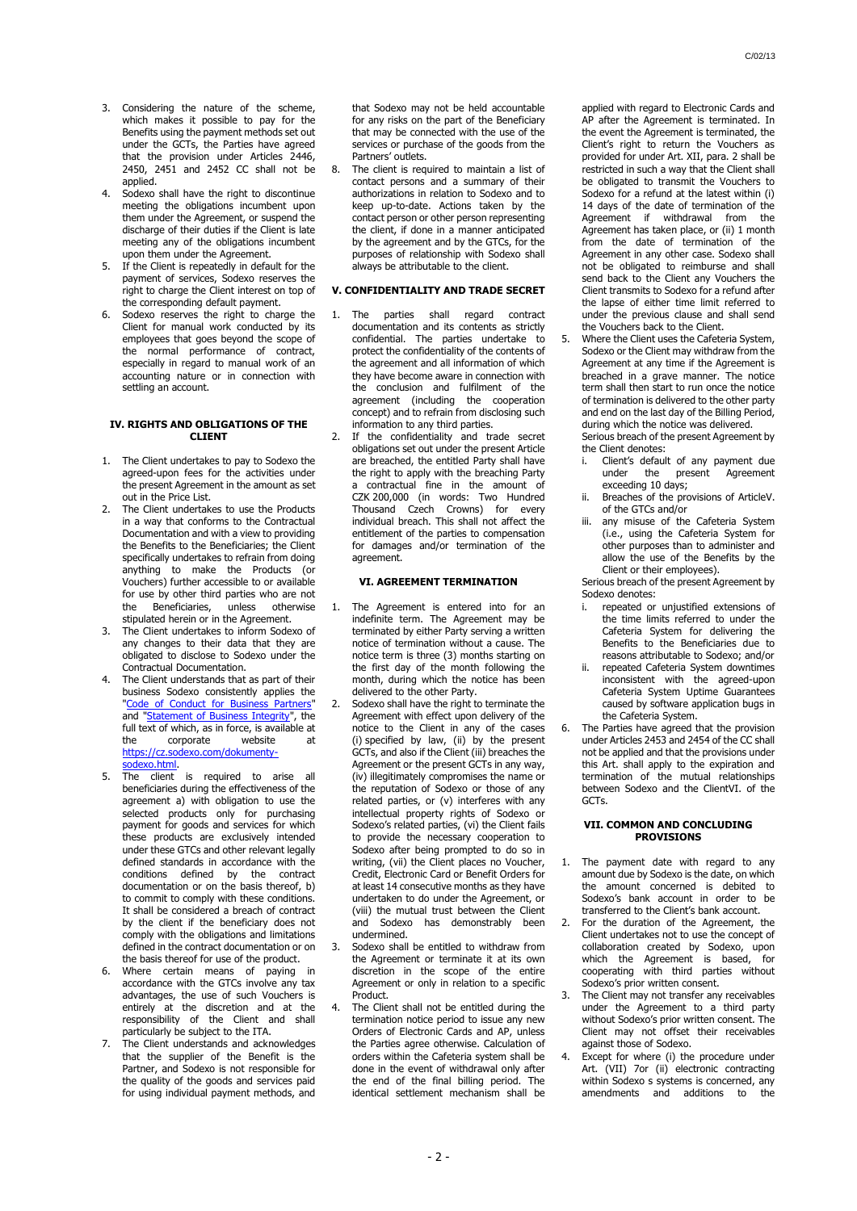3. Considering the nature of the scheme, which makes it possible to pay for the Benefits using the payment methods set out under the GCTs, the Parties have agreed that the provision under Articles 2446, 2450, 2451 and 2452 CC shall not be applied.
4. Sodexo shall have the right to discontinue meeting the obligations incumbent upon them under the Agreement, or suspend the discharge of their duties if the Client is late meeting any of the obligations incumbent upon them under the Agreement.
5. If the Client is repeatedly in default for the payment of services, Sodexo reserves the right to charge the Client interest on top of the corresponding default payment.
6. Sodexo reserves the right to charge the Client for manual work conducted by its employees that goes beyond the scope of the normal performance of contract, especially in regard to manual work of an accounting nature or in connection with settling an account.

## IV. RIGHTS AND OBLIGATIONS OF THE CLIENT

1. The Client undertakes to pay to Sodexo the agreed-upon fees for the activities under the present Agreement in the amount as set out in the Price List.
2. The Client undertakes to use the Products in a way that conforms to the Contractual Documentation and with a view to providing the Benefits to the Beneficiaries; the Client specifically undertakes to refrain from doing anything to make the Products (or Vouchers) further accessible to or available for use by other third parties who are not the Beneficiaries, unless otherwise stipulated herein or in the Agreement.
3. The Client undertakes to inform Sodexo of any changes to their data that they are obligated to disclose to Sodexo under the Contractual Documentation.
4. The Client understands that as part of their business Sodexo consistently applies the "Code of Conduct for Business Partners" and "Statement of Business Integrity", the full text of which, as in force, is available at the corporate website at https://cz.sodexo.com/dokumenty-sodexo.html.
5. The client is required to arise all beneficiaries during the effectiveness of the agreement a) with obligation to use the selected products only for purchasing payment for goods and services for which these products are exclusively intended under these GTCs and other relevant legally defined standards in accordance with the conditions defined by the contract documentation or on the basis thereof, b) to commit to comply with these conditions. It shall be considered a breach of contract by the client if the beneficiary does not comply with the obligations and limitations defined in the contract documentation or on the basis thereof for use of the product.
6. Where certain means of paying in accordance with the GTCs involve any tax advantages, the use of such Vouchers is entirely at the discretion and at the responsibility of the Client and shall particularly be subject to the ITA.
7. The Client understands and acknowledges that the supplier of the Benefit is the Partner, and Sodexo is not responsible for the quality of the goods and services paid for using individual payment methods, and that Sodexo may not be held accountable for any risks on the part of the Beneficiary that may be connected with the use of the services or purchase of the goods from the Partners' outlets.
8. The client is required to maintain a list of contact persons and a summary of their authorizations in relation to Sodexo and to keep up-to-date. Actions taken by the contact person or other person representing the client, if done in a manner anticipated by the agreement and by the GTCs, for the purposes of relationship with Sodexo shall always be attributable to the client.

## V. CONFIDENTIALITY AND TRADE SECRET

1. The parties shall regard contract documentation and its contents as strictly confidential. The parties undertake to protect the confidentiality of the contents of the agreement and all information of which they have become aware in connection with the conclusion and fulfilment of the agreement (including the cooperation concept) and to refrain from disclosing such information to any third parties.
2. If the confidentiality and trade secret obligations set out under the present Article are breached, the entitled Party shall have the right to apply with the breaching Party a contractual fine in the amount of CZK 200,000 (in words: Two Hundred Thousand Czech Crowns) for every individual breach. This shall not affect the entitlement of the parties to compensation for damages and/or termination of the agreement.

## VI. AGREEMENT TERMINATION

1. The Agreement is entered into for an indefinite term. The Agreement may be terminated by either Party serving a written notice of termination without a cause. The notice term is three (3) months starting on the first day of the month following the month, during which the notice has been delivered to the other Party.
2. Sodexo shall have the right to terminate the Agreement with effect upon delivery of the notice to the Client in any of the cases (i) specified by law, (ii) by the present GCTs, and also if the Client (iii) breaches the Agreement or the present GCTs in any way, (iv) illegitimately compromises the name or the reputation of Sodexo or those of any related parties, or (v) interferes with any intellectual property rights of Sodexo or Sodexo's related parties, (vi) the Client fails to provide the necessary cooperation to Sodexo after being prompted to do so in writing, (vii) the Client places no Voucher, Credit, Electronic Card or Benefit Orders for at least 14 consecutive months as they have undertaken to do under the Agreement, or (viii) the mutual trust between the Client and Sodexo has demonstrably been undermined.
3. Sodexo shall be entitled to withdraw from the Agreement or terminate it at its own discretion in the scope of the entire Agreement or only in relation to a specific Product.
4. The Client shall not be entitled during the termination notice period to issue any new Orders of Electronic Cards and AP, unless the Parties agree otherwise. Calculation of orders within the Cafeteria system shall be done in the event of withdrawal only after the end of the final billing period. The identical settlement mechanism shall be applied with regard to Electronic Cards and AP after the Agreement is terminated. In the event the Agreement is terminated, the Client's right to return the Vouchers as provided for under Art. XII, para. 2 shall be restricted in such a way that the Client shall be obligated to transmit the Vouchers to Sodexo for a refund at the latest within (i) 14 days of the date of termination of the Agreement if withdrawal from the Agreement has taken place, or (ii) 1 month from the date of termination of the Agreement in any other case. Sodexo shall not be obligated to reimburse and shall send back to the Client any Vouchers the Client transmits to Sodexo for a refund after the lapse of either time limit referred to under the previous clause and shall send the Vouchers back to the Client.
5. Where the Client uses the Cafeteria System, Sodexo or the Client may withdraw from the Agreement at any time if the Agreement is breached in a grave manner. The notice term shall then start to run once the notice of termination is delivered to the other party and end on the last day of the Billing Period, during which the notice was delivered.
   Serious breach of the present Agreement by the Client denotes:
   i. Client's default of any payment due under the present Agreement exceeding 10 days;
   ii. Breaches of the provisions of ArticleV. of the GTCs and/or
   iii. any misuse of the Cafeteria System (i.e., using the Cafeteria System for other purposes than to administer and allow the use of the Benefits by the Client or their employees).

   Serious breach of the present Agreement by Sodexo denotes:
   i. repeated or unjustified extensions of the time limits referred to under the Cafeteria System for delivering the Benefits to the Beneficiaries due to reasons attributable to Sodexo; and/or
   ii. repeated Cafeteria System downtimes inconsistent with the agreed-upon Cafeteria System Uptime Guarantees caused by software application bugs in the Cafeteria System.
6. The Parties have agreed that the provision under Articles 2453 and 2454 of the CC shall not be applied and that the provisions under this Art. shall apply to the expiration and termination of the mutual relationships between Sodexo and the ClientVI. of the GCTs.

## VII. COMMON AND CONCLUDING PROVISIONS

1. The payment date with regard to any amount due by Sodexo is the date, on which the amount concerned is debited to Sodexo's bank account in order to be transferred to the Client's bank account.
2. For the duration of the Agreement, the Client undertakes not to use the concept of collaboration created by Sodexo, upon which the Agreement is based, for cooperating with third parties without Sodexo's prior written consent.
3. The Client may not transfer any receivables under the Agreement to a third party without Sodexo's prior written consent. The Client may not offset their receivables against those of Sodexo.
4. Except for where (i) the procedure under Art. (VII) 7or (ii) electronic contracting within Sodexo s systems is concerned, any amendments and additions to the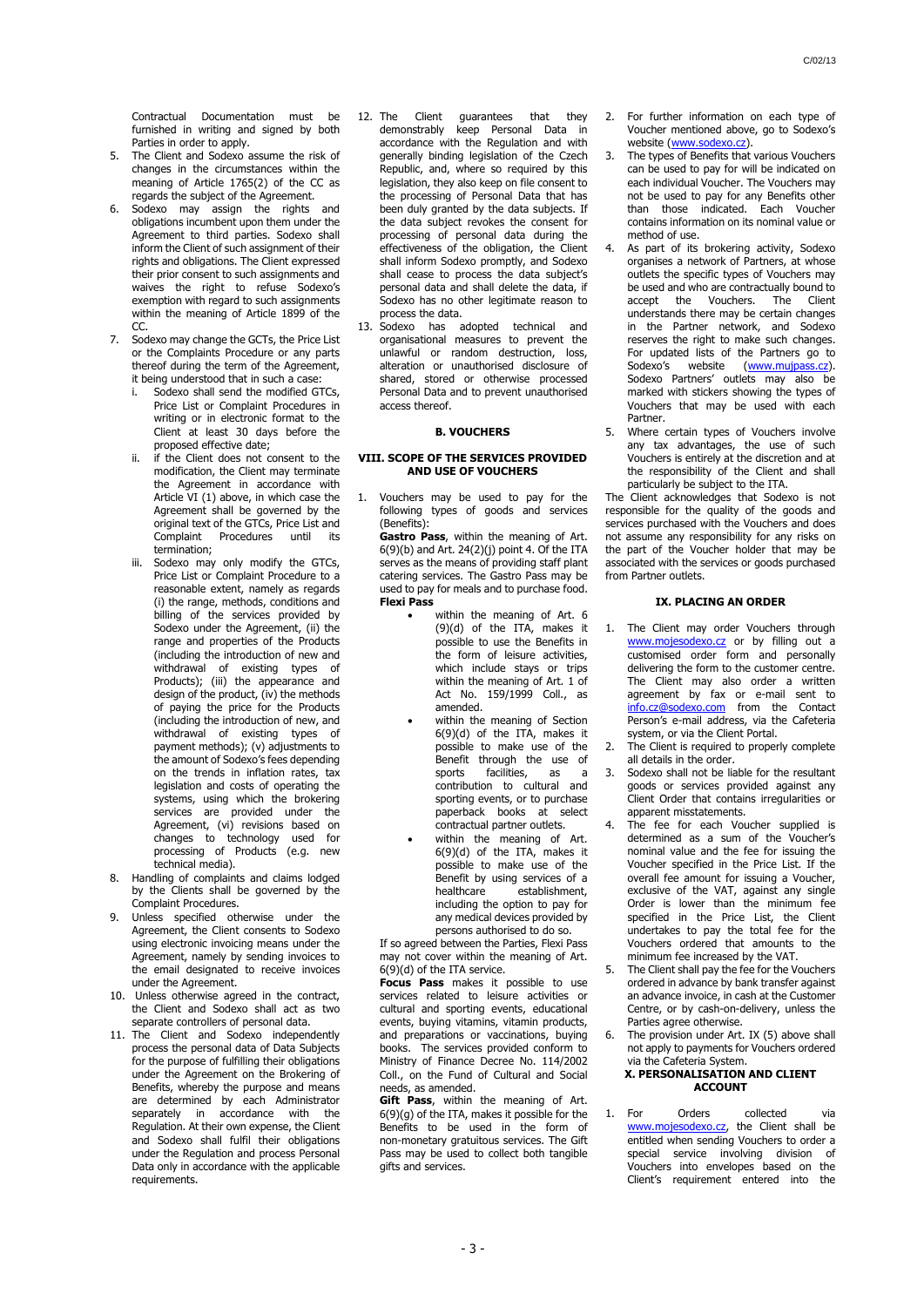Contractual Documentation must be furnished in writing and signed by both Parties in order to apply.

5. The Client and Sodexo assume the risk of changes in the circumstances within the meaning of Article 1765(2) of the CC as regards the subject of the Agreement.
6. Sodexo may assign the rights and obligations incumbent upon them under the Agreement to third parties. Sodexo shall inform the Client of such assignment of their rights and obligations. The Client expressed their prior consent to such assignments and waives the right to refuse Sodexo's exemption with regard to such assignments within the meaning of Article 1899 of the CC.
7. Sodexo may change the GCTs, the Price List or the Complaints Procedure or any parts thereof during the term of the Agreement, it being understood that in such a case:
   i. Sodexo shall send the modified GTCs, Price List or Complaint Procedures in writing or in electronic format to the Client at least 30 days before the proposed effective date;
   ii. if the Client does not consent to the modification, the Client may terminate the Agreement in accordance with Article VI (1) above, in which case the Agreement shall be governed by the original text of the GTCs, Price List and Complaint Procedures until its termination;
   iii. Sodexo may only modify the GTCs, Price List or Complaint Procedure to a reasonable extent, namely as regards (i) the range, methods, conditions and billing of the services provided by Sodexo under the Agreement, (ii) the range and properties of the Products (including the introduction of new and withdrawal of existing types of Products); (iii) the appearance and design of the product, (iv) the methods of paying the price for the Products (including the introduction of new, and withdrawal of existing types of payment methods); (v) adjustments to the amount of Sodexo's fees depending on the trends in inflation rates, tax legislation and costs of operating the systems, using which the brokering services are provided under the Agreement, (vi) revisions based on changes to technology used for processing of Products (e.g. new technical media).
8. Handling of complaints and claims lodged by the Clients shall be governed by the Complaint Procedures.
9. Unless specified otherwise under the Agreement, the Client consents to Sodexo using electronic invoicing means under the Agreement, namely by sending invoices to the email designated to receive invoices under the Agreement.
10. Unless otherwise agreed in the contract, the Client and Sodexo shall act as two separate controllers of personal data.
11. The Client and Sodexo independently process the personal data of Data Subjects for the purpose of fulfilling their obligations under the Agreement on the Brokering of Benefits, whereby the purpose and means are determined by each Administrator separately in accordance with the Regulation. At their own expense, the Client and Sodexo shall fulfil their obligations under the Regulation and process Personal Data only in accordance with the applicable requirements.
12. The Client guarantees that they demonstrably keep Personal Data in accordance with the Regulation and with generally binding legislation of the Czech Republic, and, where so required by this legislation, they also keep on file consent to the processing of Personal Data that has been duly granted by the data subjects. If the data subject revokes the consent for processing of personal data during the effectiveness of the obligation, the Client shall inform Sodexo promptly, and Sodexo shall cease to process the data subject's personal data and shall delete the data, if Sodexo has no other legitimate reason to process the data.
13. Sodexo has adopted technical and organisational measures to prevent the unlawful or random destruction, loss, alteration or unauthorised disclosure of shared, stored or otherwise processed Personal Data and to prevent unauthorised access thereof.

## B. VOUCHERS

### VIII. SCOPE OF THE SERVICES PROVIDED AND USE OF VOUCHERS

1. Vouchers may be used to pay for the following types of goods and services (Benefits):
   **Gastro Pass**, within the meaning of Art. 6(9)(b) and Art. 24(2)(j) point 4. Of the ITA serves as the means of providing staff plant catering services. The Gastro Pass may be used to pay for meals and to purchase food.
   **Flexi Pass**
   - within the meaning of Art. 6 (9)(d) of the ITA, makes it possible to use the Benefits in the form of leisure activities, which include stays or trips within the meaning of Art. 1 of Act No. 159/1999 Coll., as amended.
   - within the meaning of Section 6(9)(d) of the ITA, makes it possible to make use of the Benefit through the use of sports facilities, as a contribution to cultural and sporting events, or to purchase paperback books at select contractual partner outlets.
   - within the meaning of Art. 6(9)(d) of the ITA, makes it possible to make use of the Benefit by using services of a healthcare establishment, including the option to pay for any medical devices provided by persons authorised to do so.

   If so agreed between the Parties, Flexi Pass may not cover within the meaning of Art. 6(9)(d) of the ITA service.
   **Focus Pass** makes it possible to use services related to leisure activities or cultural and sporting events, educational events, buying vitamins, vitamin products, and preparations or vaccinations, buying books. The services provided conform to Ministry of Finance Decree No. 114/2002 Coll., on the Fund of Cultural and Social needs, as amended.
   **Gift Pass**, within the meaning of Art. 6(9)(g) of the ITA, makes it possible for the Benefits to be used in the form of non-monetary gratuitous services. The Gift Pass may be used to collect both tangible gifts and services.
2. For further information on each type of Voucher mentioned above, go to Sodexo's website (www.sodexo.cz).
3. The types of Benefits that various Vouchers can be used to pay for will be indicated on each individual Voucher. The Vouchers may not be used to pay for any Benefits other than those indicated. Each Voucher contains information on its nominal value or method of use.
4. As part of its brokering activity, Sodexo organises a network of Partners, at whose outlets the specific types of Vouchers may be used and who are contractually bound to accept the Vouchers. The Client understands there may be certain changes in the Partner network, and Sodexo reserves the right to make such changes. For updated lists of the Partners go to Sodexo's website (www.mujpass.cz). Sodexo Partners' outlets may also be marked with stickers showing the types of Vouchers that may be used with each Partner.
5. Where certain types of Vouchers involve any tax advantages, the use of such Vouchers is entirely at the discretion and at the responsibility of the Client and shall particularly be subject to the ITA.

The Client acknowledges that Sodexo is not responsible for the quality of the goods and services purchased with the Vouchers and does not assume any responsibility for any risks on the part of the Voucher holder that may be associated with the services or goods purchased from Partner outlets.

### IX. PLACING AN ORDER

1. The Client may order Vouchers through www.mojesodexo.cz or by filling out a customised order form and personally delivering the form to the customer centre. The Client may also order a written agreement by fax or e-mail sent to info.cz@sodexo.com from the Contact Person's e-mail address, via the Cafeteria system, or via the Client Portal.
2. The Client is required to properly complete all details in the order.
3. Sodexo shall not be liable for the resultant goods or services provided against any Client Order that contains irregularities or apparent misstatements.
4. The fee for each Voucher supplied is determined as a sum of the Voucher's nominal value and the fee for issuing the Voucher specified in the Price List. If the overall fee amount for issuing a Voucher, exclusive of the VAT, against any single Order is lower than the minimum fee specified in the Price List, the Client undertakes to pay the total fee for the Vouchers ordered that amounts to the minimum fee increased by the VAT.
5. The Client shall pay the fee for the Vouchers ordered in advance by bank transfer against an advance invoice, in cash at the Customer Centre, or by cash-on-delivery, unless the Parties agree otherwise.
6. The provision under Art. IX (5) above shall not apply to payments for Vouchers ordered via the Cafeteria System.

### X. PERSONALISATION AND CLIENT ACCOUNT

1. For Orders collected via www.mojesodexo.cz, the Client shall be entitled when sending Vouchers to order a special service involving division of Vouchers into envelopes based on the Client's requirement entered into the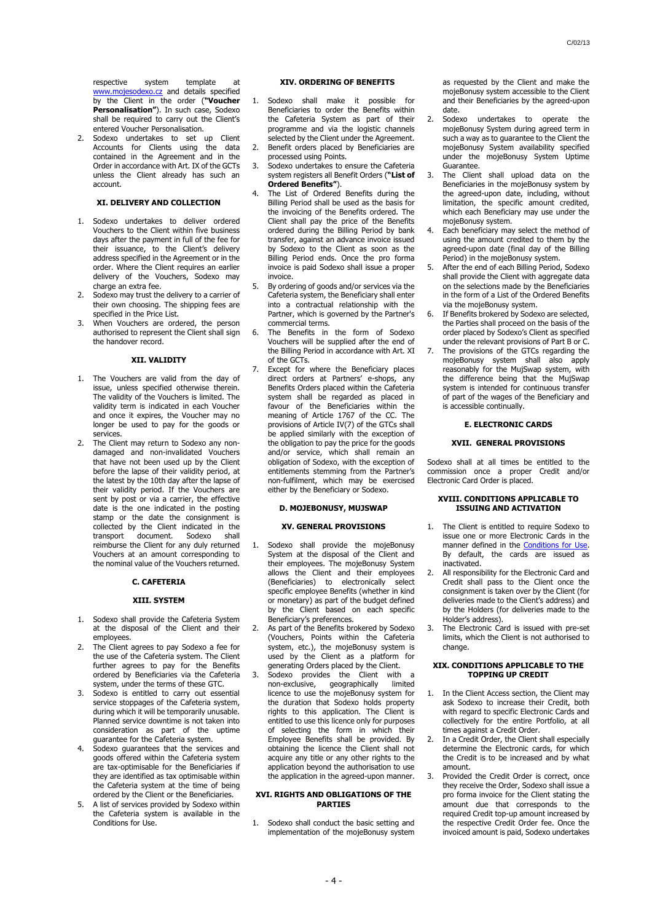respective system template at www.mojesodexo.cz and details specified by the Client in the order (**"Voucher Personalisation"**). In such case, Sodexo shall be required to carry out the Client's entered Voucher Personalisation.

2. Sodexo undertakes to set up Client Accounts for Clients using the data contained in the Agreement and in the Order in accordance with Art. IX of the GCTs unless the Client already has such an account.

### XI. DELIVERY AND COLLECTION

1. Sodexo undertakes to deliver ordered Vouchers to the Client within five business days after the payment in full of the fee for their issuance, to the Client's delivery address specified in the Agreement or in the order. Where the Client requires an earlier delivery of the Vouchers, Sodexo may charge an extra fee.
2. Sodexo may trust the delivery to a carrier of their own choosing. The shipping fees are specified in the Price List.
3. When Vouchers are ordered, the person authorised to represent the Client shall sign the handover record.

### XII. VALIDITY

1. The Vouchers are valid from the day of issue, unless specified otherwise therein. The validity of the Vouchers is limited. The validity term is indicated in each Voucher and once it expires, the Voucher may no longer be used to pay for the goods or services.
2. The Client may return to Sodexo any non-damaged and non-invalidated Vouchers that have not been used up by the Client before the lapse of their validity period, at the latest by the 10th day after the lapse of their validity period. If the Vouchers are sent by post or via a carrier, the effective date is the one indicated in the posting stamp or the date the consignment is collected by the Client indicated in the transport document. Sodexo shall reimburse the Client for any duly returned Vouchers at an amount corresponding to the nominal value of the Vouchers returned.

## C. CAFETERIA

### XIII. SYSTEM

1. Sodexo shall provide the Cafeteria System at the disposal of the Client and their employees.
2. The Client agrees to pay Sodexo a fee for the use of the Cafeteria system. The Client further agrees to pay for the Benefits ordered by Beneficiaries via the Cafeteria system, under the terms of these GTC.
3. Sodexo is entitled to carry out essential service stoppages of the Cafeteria system, during which it will be temporarily unusable. Planned service downtime is not taken into consideration as part of the uptime guarantee for the Cafeteria system.
4. Sodexo guarantees that the services and goods offered within the Cafeteria system are tax-optimisable for the Beneficiaries if they are identified as tax optimisable within the Cafeteria system at the time of being ordered by the Client or the Beneficiaries.
5. A list of services provided by Sodexo within the Cafeteria system is available in the Conditions for Use.

### XIV. ORDERING OF BENEFITS

1. Sodexo shall make it possible for Beneficiaries to order the Benefits within the Cafeteria System as part of their programme and via the logistic channels selected by the Client under the Agreement.
2. Benefit orders placed by Beneficiaries are processed using Points.
3. Sodexo undertakes to ensure the Cafeteria system registers all Benefit Orders (**"List of Ordered Benefits"**).
4. The List of Ordered Benefits during the Billing Period shall be used as the basis for the invoicing of the Benefits ordered. The Client shall pay the price of the Benefits ordered during the Billing Period by bank transfer, against an advance invoice issued by Sodexo to the Client as soon as the Billing Period ends. Once the pro forma invoice is paid Sodexo shall issue a proper invoice.
5. By ordering of goods and/or services via the Cafeteria system, the Beneficiary shall enter into a contractual relationship with the Partner, which is governed by the Partner's commercial terms.
6. The Benefits in the form of Sodexo Vouchers will be supplied after the end of the Billing Period in accordance with Art. XI of the GCTs.
7. Except for where the Beneficiary places direct orders at Partners' e-shops, any Benefits Orders placed within the Cafeteria system shall be regarded as placed in favour of the Beneficiaries within the meaning of Article 1767 of the CC. The provisions of Article IV(7) of the GTCs shall be applied similarly with the exception of the obligation to pay the price for the goods and/or service, which shall remain an obligation of Sodexo, with the exception of entitlements stemming from the Partner's non-fulfilment, which may be exercised either by the Beneficiary or Sodexo.

## D. MOJEBONUSY, MUJSWAP

### XV. GENERAL PROVISIONS

1. Sodexo shall provide the mojeBonusy System at the disposal of the Client and their employees. The mojeBonusy System allows the Client and their employees (Beneficiaries) to electronically select specific employee Benefits (whether in kind or monetary) as part of the budget defined by the Client based on each specific Beneficiary's preferences.
2. As part of the Benefits brokered by Sodexo (Vouchers, Points within the Cafeteria system, etc.), the mojeBonusy system is used by the Client as a platform for generating Orders placed by the Client.
3. Sodexo provides the Client with a non-exclusive, geographically limited licence to use the mojeBonusy system for the duration that Sodexo holds property rights to this application. The Client is entitled to use this licence only for purposes of selecting the form in which their Employee Benefits shall be provided. By obtaining the licence the Client shall not acquire any title or any other rights to the application beyond the authorisation to use the application in the agreed-upon manner.

### XVI. RIGHTS AND OBLIGATIONS OF THE PARTIES

1. Sodexo shall conduct the basic setting and implementation of the mojeBonusy system as requested by the Client and make the mojeBonusy system accessible to the Client and their Beneficiaries by the agreed-upon date.
2. Sodexo undertakes to operate the mojeBonusy System during agreed term in such a way as to guarantee to the Client the mojeBonusy System availability specified under the mojeBonusy System Uptime Guarantee.
3. The Client shall upload data on the Beneficiaries in the mojeBonusy system by the agreed-upon date, including, without limitation, the specific amount credited, which each Beneficiary may use under the mojeBonusy system.
4. Each beneficiary may select the method of using the amount credited to them by the agreed-upon date (final day of the Billing Period) in the mojeBonusy system.
5. After the end of each Billing Period, Sodexo shall provide the Client with aggregate data on the selections made by the Beneficiaries in the form of a List of the Ordered Benefits via the mojeBonusy system.
6. If Benefits brokered by Sodexo are selected, the Parties shall proceed on the basis of the order placed by Sodexo's Client as specified under the relevant provisions of Part B or C.
7. The provisions of the GTCs regarding the mojeBonusy system shall also apply reasonably for the MujSwap system, with the difference being that the MujSwap system is intended for continuous transfer of part of the wages of the Beneficiary and is accessible continually.

## E. ELECTRONIC CARDS

### XVII. GENERAL PROVISIONS

Sodexo shall at all times be entitled to the commission once a proper Credit and/or Electronic Card Order is placed.

### XVIII. CONDITIONS APPLICABLE TO ISSUING AND ACTIVATION

1. The Client is entitled to require Sodexo to issue one or more Electronic Cards in the manner defined in the Conditions for Use. By default, the cards are issued as inactivated.
2. All responsibility for the Electronic Card and Credit shall pass to the Client once the consignment is taken over by the Client (for deliveries made to the Client's address) and by the Holders (for deliveries made to the Holder's address).
3. The Electronic Card is issued with pre-set limits, which the Client is not authorised to change.

### XIX. CONDITIONS APPLICABLE TO THE TOPPING UP CREDIT

1. In the Client Access section, the Client may ask Sodexo to increase their Credit, both with regard to specific Electronic Cards and collectively for the entire Portfolio, at all times against a Credit Order.
2. In a Credit Order, the Client shall especially determine the Electronic cards, for which the Credit is to be increased and by what amount.
3. Provided the Credit Order is correct, once they receive the Order, Sodexo shall issue a pro forma invoice for the Client stating the amount due that corresponds to the required Credit top-up amount increased by the respective Credit Order fee. Once the invoiced amount is paid, Sodexo undertakes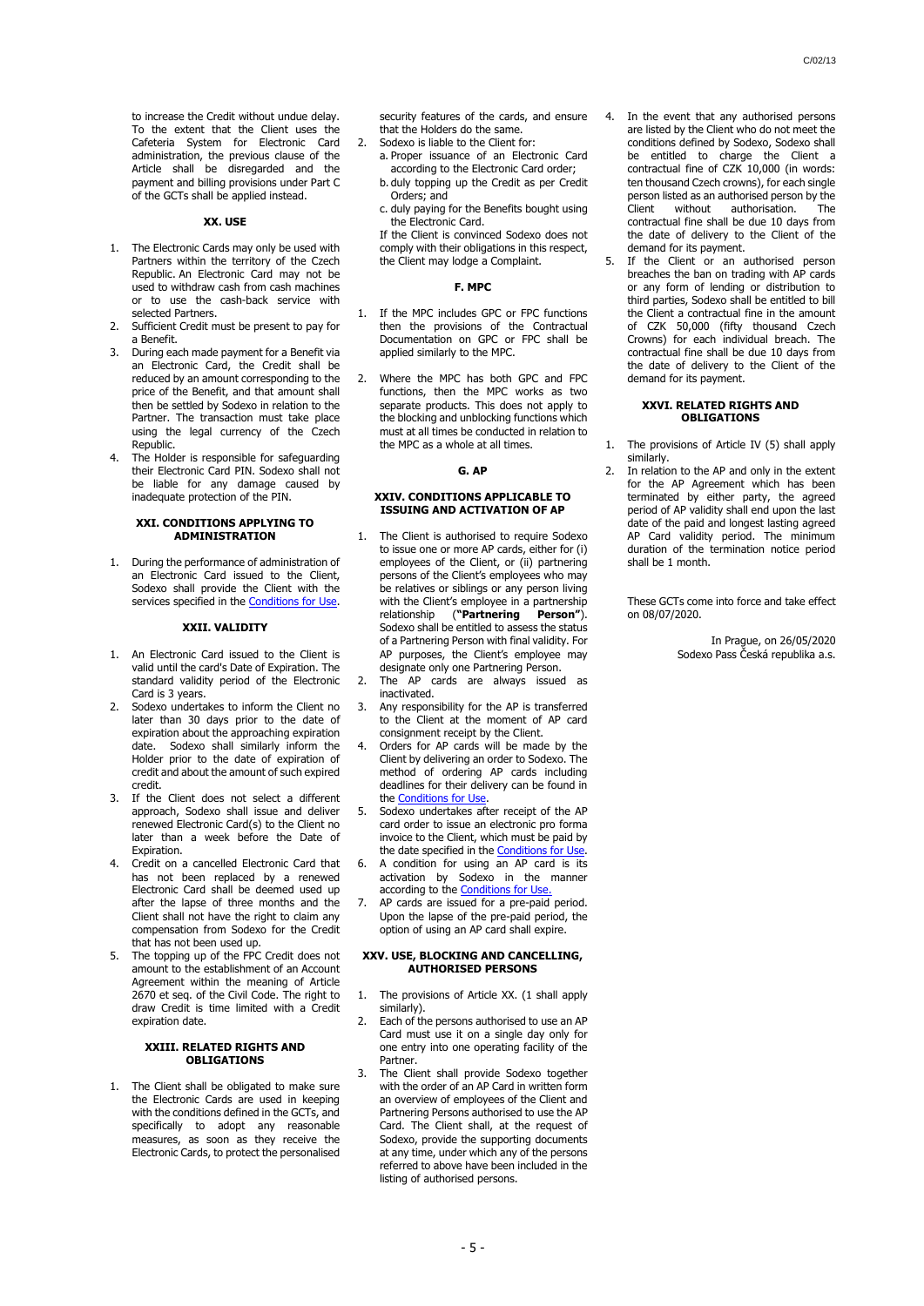to increase the Credit without undue delay. To the extent that the Client uses the Cafeteria System for Electronic Card administration, the previous clause of the Article shall be disregarded and the payment and billing provisions under Part C of the GCTs shall be applied instead.

### XX. USE

1. The Electronic Cards may only be used with Partners within the territory of the Czech Republic. An Electronic Card may not be used to withdraw cash from cash machines or to use the cash-back service with selected Partners.
2. Sufficient Credit must be present to pay for a Benefit.
3. During each made payment for a Benefit via an Electronic Card, the Credit shall be reduced by an amount corresponding to the price of the Benefit, and that amount shall then be settled by Sodexo in relation to the Partner. The transaction must take place using the legal currency of the Czech Republic.
4. The Holder is responsible for safeguarding their Electronic Card PIN. Sodexo shall not be liable for any damage caused by inadequate protection of the PIN.

### XXI. CONDITIONS APPLYING TO ADMINISTRATION

1. During the performance of administration of an Electronic Card issued to the Client, Sodexo shall provide the Client with the services specified in the Conditions for Use.

### XXII. VALIDITY

1. An Electronic Card issued to the Client is valid until the card's Date of Expiration. The standard validity period of the Electronic Card is 3 years.
2. Sodexo undertakes to inform the Client no later than 30 days prior to the date of expiration about the approaching expiration date. Sodexo shall similarly inform the Holder prior to the date of expiration of credit and about the amount of such expired credit.
3. If the Client does not select a different approach, Sodexo shall issue and deliver renewed Electronic Card(s) to the Client no later than a week before the Date of Expiration.
4. Credit on a cancelled Electronic Card that has not been replaced by a renewed Electronic Card shall be deemed used up after the lapse of three months and the Client shall not have the right to claim any compensation from Sodexo for the Credit that has not been used up.
5. The topping up of the FPC Credit does not amount to the establishment of an Account Agreement within the meaning of Article 2670 et seq. of the Civil Code. The right to draw Credit is time limited with a Credit expiration date.

### XXIII. RELATED RIGHTS AND OBLIGATIONS

1. The Client shall be obligated to make sure the Electronic Cards are used in keeping with the conditions defined in the GCTs, and specifically to adopt any reasonable measures, as soon as they receive the Electronic Cards, to protect the personalised security features of the cards, and ensure that the Holders do the same.
2. Sodexo is liable to the Client for:
   a. Proper issuance of an Electronic Card according to the Electronic Card order;
   b. duly topping up the Credit as per Credit Orders; and
   c. duly paying for the Benefits bought using the Electronic Card.

   If the Client is convinced Sodexo does not comply with their obligations in this respect, the Client may lodge a Complaint.

## F. MPC

1. If the MPC includes GPC or FPC functions then the provisions of the Contractual Documentation on GPC or FPC shall be applied similarly to the MPC.
2. Where the MPC has both GPC and FPC functions, then the MPC works as two separate products. This does not apply to the blocking and unblocking functions which must at all times be conducted in relation to the MPC as a whole at all times.

## G. AP

### XXIV. CONDITIONS APPLICABLE TO ISSUING AND ACTIVATION OF AP

1. The Client is authorised to require Sodexo to issue one or more AP cards, either for (i) employees of the Client, or (ii) partnering persons of the Client's employees who may be relatives or siblings or any person living with the Client's employee in a partnership relationship (**"Partnering Person"**). Sodexo shall be entitled to assess the status of a Partnering Person with final validity. For AP purposes, the Client's employee may designate only one Partnering Person.
2. The AP cards are always issued as inactivated.
3. Any responsibility for the AP is transferred to the Client at the moment of AP card consignment receipt by the Client.
4. Orders for AP cards will be made by the Client by delivering an order to Sodexo. The method of ordering AP cards including deadlines for their delivery can be found in the Conditions for Use.
5. Sodexo undertakes after receipt of the AP card order to issue an electronic pro forma invoice to the Client, which must be paid by the date specified in the Conditions for Use.
6. A condition for using an AP card is its activation by Sodexo in the manner according to the Conditions for Use.
7. AP cards are issued for a pre-paid period. Upon the lapse of the pre-paid period, the option of using an AP card shall expire.

### XXV. USE, BLOCKING AND CANCELLING, AUTHORISED PERSONS

1. The provisions of Article XX. (1 shall apply similarly).
2. Each of the persons authorised to use an AP Card must use it on a single day only for one entry into one operating facility of the Partner.
3. The Client shall provide Sodexo together with the order of an AP Card in written form an overview of employees of the Client and Partnering Persons authorised to use the AP Card. The Client shall, at the request of Sodexo, provide the supporting documents at any time, under which any of the persons referred to above have been included in the listing of authorised persons.
4. In the event that any authorised persons are listed by the Client who do not meet the conditions defined by Sodexo, Sodexo shall be entitled to charge the Client a contractual fine of CZK 10,000 (in words: ten thousand Czech crowns), for each single person listed as an authorised person by the Client without authorisation. The contractual fine shall be due 10 days from the date of delivery to the Client of the demand for its payment.
5. If the Client or an authorised person breaches the ban on trading with AP cards or any form of lending or distribution to third parties, Sodexo shall be entitled to bill the Client a contractual fine in the amount of CZK 50,000 (fifty thousand Czech Crowns) for each individual breach. The contractual fine shall be due 10 days from the date of delivery to the Client of the demand for its payment.

### XXVI. RELATED RIGHTS AND OBLIGATIONS

1. The provisions of Article IV (5) shall apply similarly.
2. In relation to the AP and only in the extent for the AP Agreement which has been terminated by either party, the agreed period of AP validity shall end upon the last date of the paid and longest lasting agreed AP Card validity period. The minimum duration of the termination notice period shall be 1 month.

These GCTs come into force and take effect on 08/07/2020.

In Prague, on 26/05/2020
Sodexo Pass Česká republika a.s.